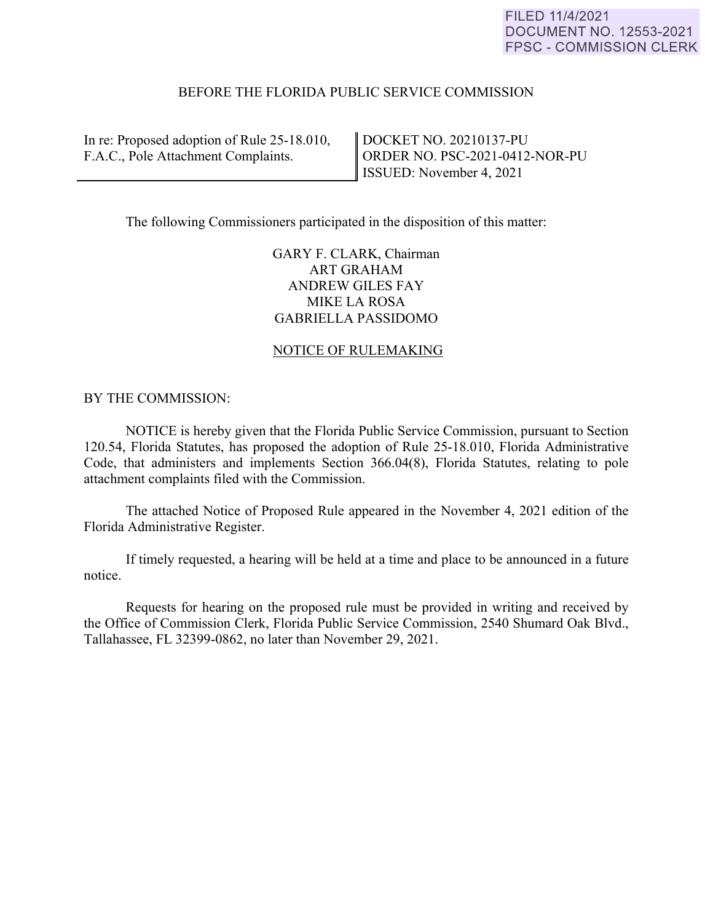FILED 11/4/2021
DOCUMENT NO. 12553-2021
FPSC - COMMISSION CLERK

BEFORE THE FLORIDA PUBLIC SERVICE COMMISSION

| In re: Proposed adoption of Rule 25-18.010, F.A.C., Pole Attachment Complaints. | DOCKET NO. 20210137-PU<br>ORDER NO. PSC-2021-0412-NOR-PU<br>ISSUED: November 4, 2021 |
| --- | --- |

The following Commissioners participated in the disposition of this matter:

GARY F. CLARK, Chairman
ART GRAHAM
ANDREW GILES FAY
MIKE LA ROSA
GABRIELLA PASSIDOMO

NOTICE OF RULEMAKING

BY THE COMMISSION:

NOTICE is hereby given that the Florida Public Service Commission, pursuant to Section 120.54, Florida Statutes, has proposed the adoption of Rule 25-18.010, Florida Administrative Code, that administers and implements Section 366.04(8), Florida Statutes, relating to pole attachment complaints filed with the Commission.

The attached Notice of Proposed Rule appeared in the November 4, 2021 edition of the Florida Administrative Register.

If timely requested, a hearing will be held at a time and place to be announced in a future notice.

Requests for hearing on the proposed rule must be provided in writing and received by the Office of Commission Clerk, Florida Public Service Commission, 2540 Shumard Oak Blvd., Tallahassee, FL 32399-0862, no later than November 29, 2021.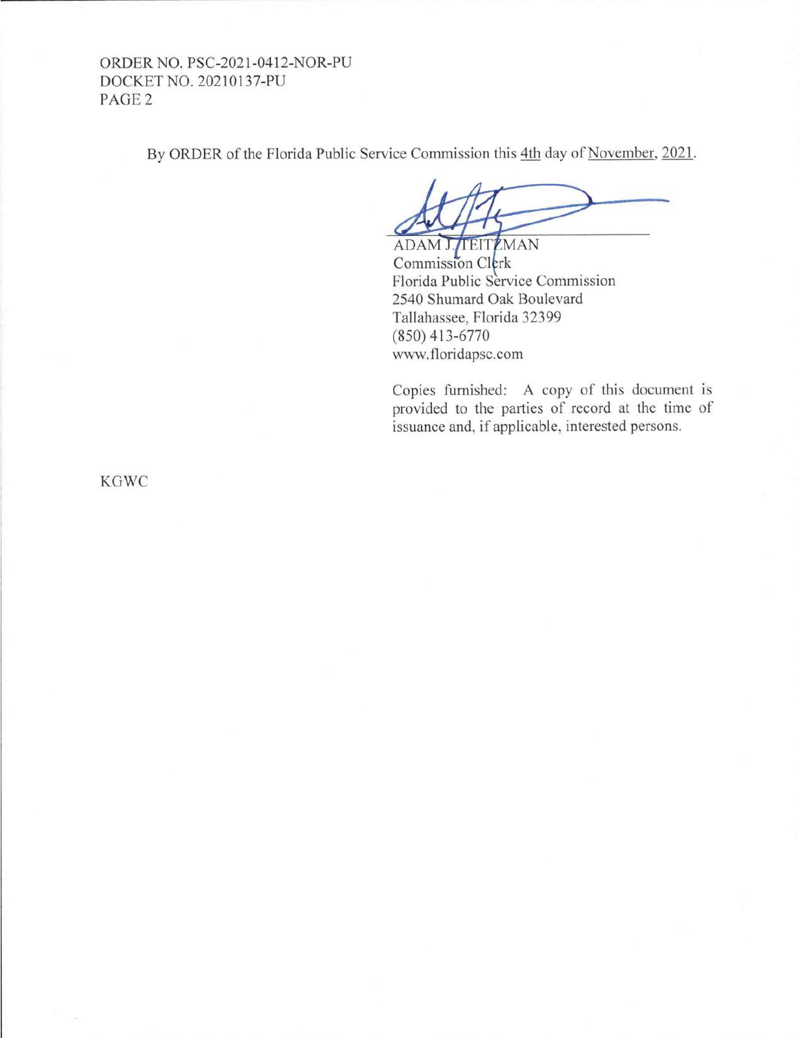By ORDER of the Florida Public Service Commission this 4th day of November, 2021.

ADAM J. TEITZMAN
Commission Clerk
Florida Public Service Commission
2540 Shumard Oak Boulevard
Tallahassee, Florida 32399
(850) 413-6770
www.floridapsc.com

Copies furnished: A copy of this document is provided to the parties of record at the time of issuance and, if applicable, interested persons.

KGWC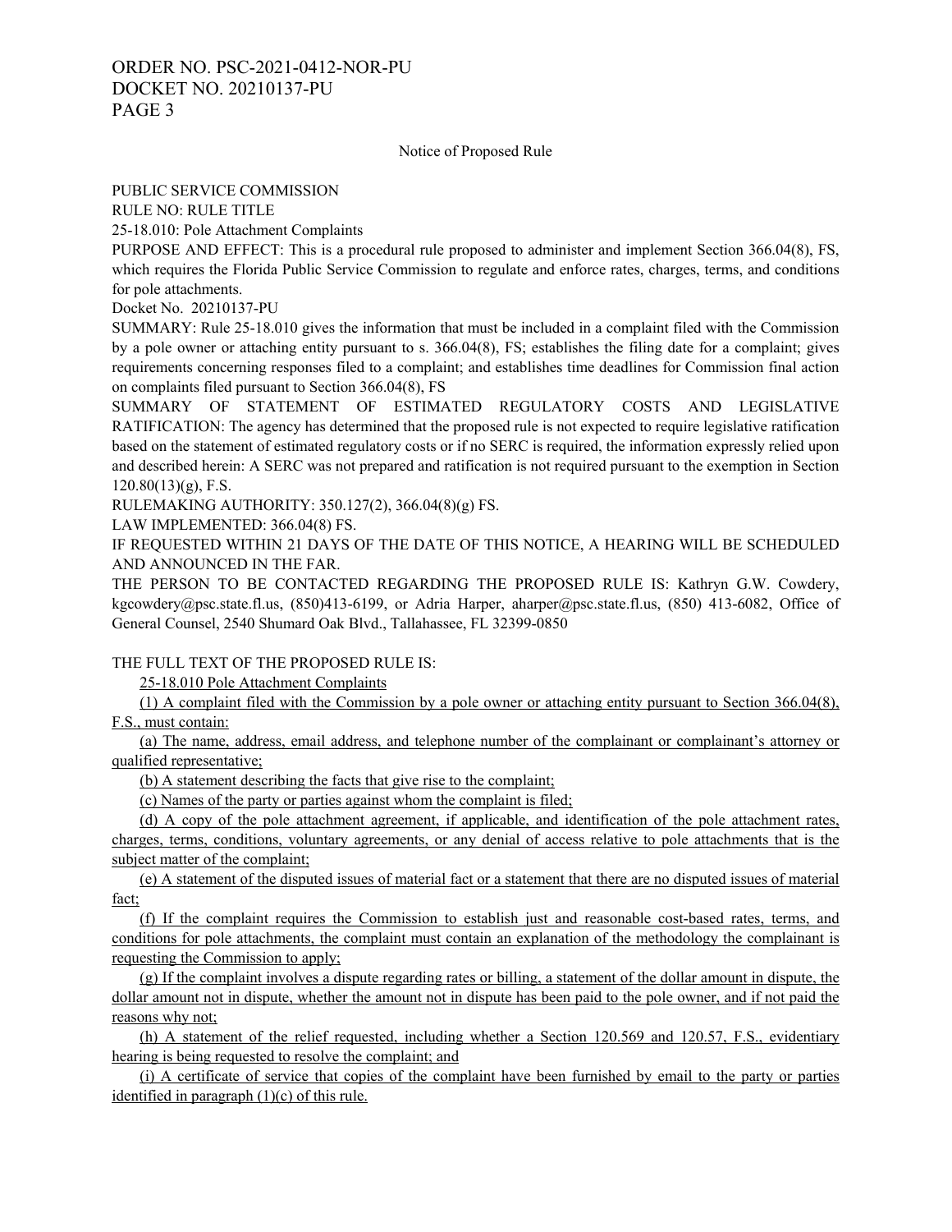Notice of Proposed Rule

PUBLIC SERVICE COMMISSION

RULE NO: RULE TITLE

25-18.010: Pole Attachment Complaints

PURPOSE AND EFFECT: This is a procedural rule proposed to administer and implement Section 366.04(8), FS, which requires the Florida Public Service Commission to regulate and enforce rates, charges, terms, and conditions for pole attachments.

Docket No. 20210137-PU

SUMMARY: Rule 25-18.010 gives the information that must be included in a complaint filed with the Commission by a pole owner or attaching entity pursuant to s. 366.04(8), FS; establishes the filing date for a complaint; gives requirements concerning responses filed to a complaint; and establishes time deadlines for Commission final action on complaints filed pursuant to Section 366.04(8), FS

SUMMARY OF STATEMENT OF ESTIMATED REGULATORY COSTS AND LEGISLATIVE RATIFICATION: The agency has determined that the proposed rule is not expected to require legislative ratification based on the statement of estimated regulatory costs or if no SERC is required, the information expressly relied upon and described herein: A SERC was not prepared and ratification is not required pursuant to the exemption in Section 120.80(13)(g), F.S.

RULEMAKING AUTHORITY: 350.127(2), 366.04(8)(g) FS.

LAW IMPLEMENTED: 366.04(8) FS.

IF REQUESTED WITHIN 21 DAYS OF THE DATE OF THIS NOTICE, A HEARING WILL BE SCHEDULED AND ANNOUNCED IN THE FAR.

THE PERSON TO BE CONTACTED REGARDING THE PROPOSED RULE IS: Kathryn G.W. Cowdery, kgcowdery@psc.state.fl.us, (850)413-6199, or Adria Harper, aharper@psc.state.fl.us, (850) 413-6082, Office of General Counsel, 2540 Shumard Oak Blvd., Tallahassee, FL 32399-0850

THE FULL TEXT OF THE PROPOSED RULE IS:

25-18.010 Pole Attachment Complaints

(1) A complaint filed with the Commission by a pole owner or attaching entity pursuant to Section 366.04(8), F.S., must contain:

(a) The name, address, email address, and telephone number of the complainant or complainant's attorney or qualified representative;

(b) A statement describing the facts that give rise to the complaint;

(c) Names of the party or parties against whom the complaint is filed;

(d) A copy of the pole attachment agreement, if applicable, and identification of the pole attachment rates, charges, terms, conditions, voluntary agreements, or any denial of access relative to pole attachments that is the subject matter of the complaint;

(e) A statement of the disputed issues of material fact or a statement that there are no disputed issues of material fact;

(f) If the complaint requires the Commission to establish just and reasonable cost-based rates, terms, and conditions for pole attachments, the complaint must contain an explanation of the methodology the complainant is requesting the Commission to apply;

(g) If the complaint involves a dispute regarding rates or billing, a statement of the dollar amount in dispute, the dollar amount not in dispute, whether the amount not in dispute has been paid to the pole owner, and if not paid the reasons why not;

(h) A statement of the relief requested, including whether a Section 120.569 and 120.57, F.S., evidentiary hearing is being requested to resolve the complaint; and

(i) A certificate of service that copies of the complaint have been furnished by email to the party or parties identified in paragraph (1)(c) of this rule.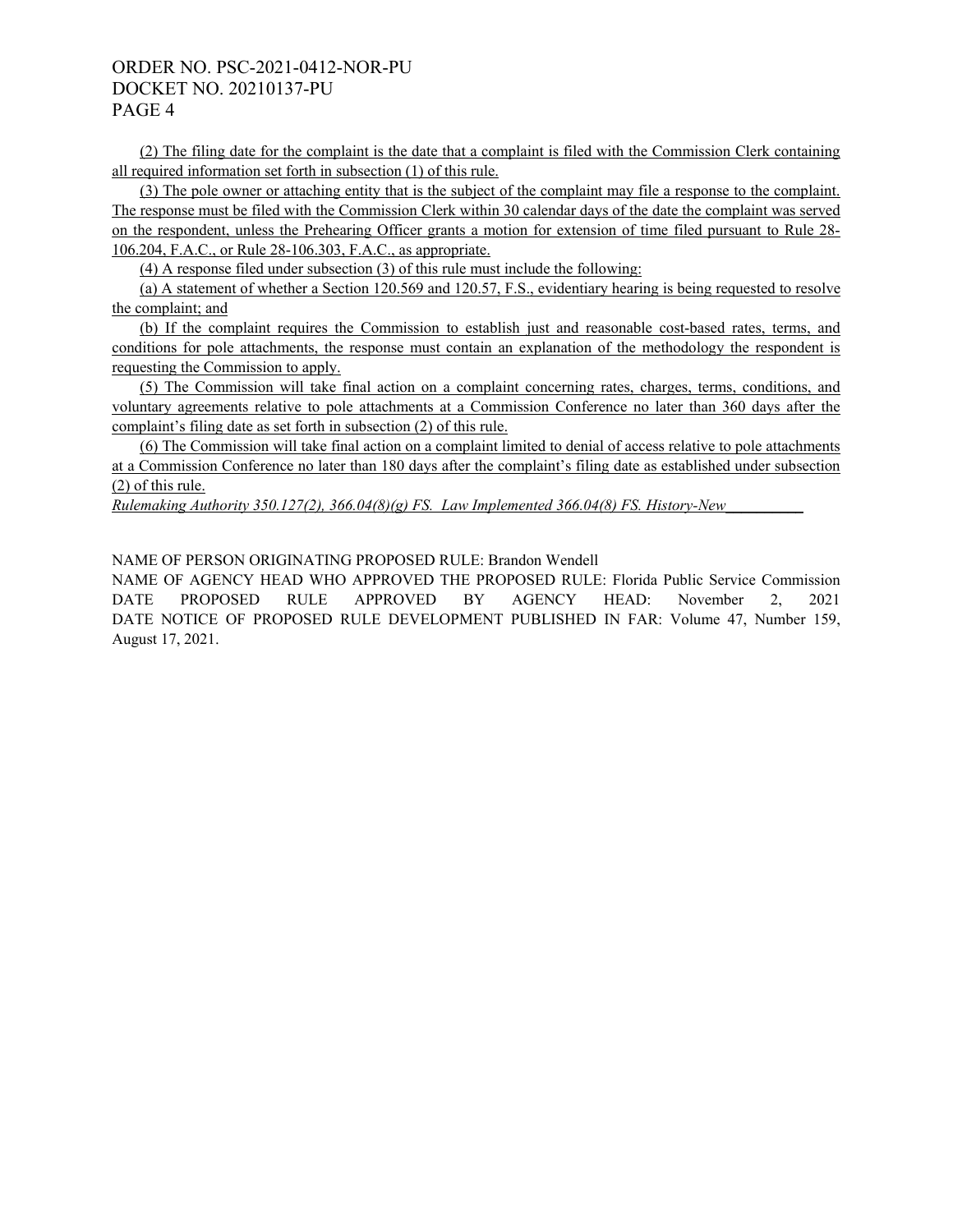(2) The filing date for the complaint is the date that a complaint is filed with the Commission Clerk containing all required information set forth in subsection (1) of this rule.

(3) The pole owner or attaching entity that is the subject of the complaint may file a response to the complaint. The response must be filed with the Commission Clerk within 30 calendar days of the date the complaint was served on the respondent, unless the Prehearing Officer grants a motion for extension of time filed pursuant to Rule 28-106.204, F.A.C., or Rule 28-106.303, F.A.C., as appropriate.

(4) A response filed under subsection (3) of this rule must include the following:

(a) A statement of whether a Section 120.569 and 120.57, F.S., evidentiary hearing is being requested to resolve the complaint; and

(b) If the complaint requires the Commission to establish just and reasonable cost-based rates, terms, and conditions for pole attachments, the response must contain an explanation of the methodology the respondent is requesting the Commission to apply.

(5) The Commission will take final action on a complaint concerning rates, charges, terms, conditions, and voluntary agreements relative to pole attachments at a Commission Conference no later than 360 days after the complaint's filing date as set forth in subsection (2) of this rule.

(6) The Commission will take final action on a complaint limited to denial of access relative to pole attachments at a Commission Conference no later than 180 days after the complaint's filing date as established under subsection (2) of this rule.

*Rulemaking Authority 350.127(2), 366.04(8)(g) FS. Law Implemented 366.04(8) FS. History-New__________*

NAME OF PERSON ORIGINATING PROPOSED RULE: Brandon Wendell

NAME OF AGENCY HEAD WHO APPROVED THE PROPOSED RULE: Florida Public Service Commission

DATE PROPOSED RULE APPROVED BY AGENCY HEAD: November 2, 2021

DATE NOTICE OF PROPOSED RULE DEVELOPMENT PUBLISHED IN FAR: Volume 47, Number 159, August 17, 2021.